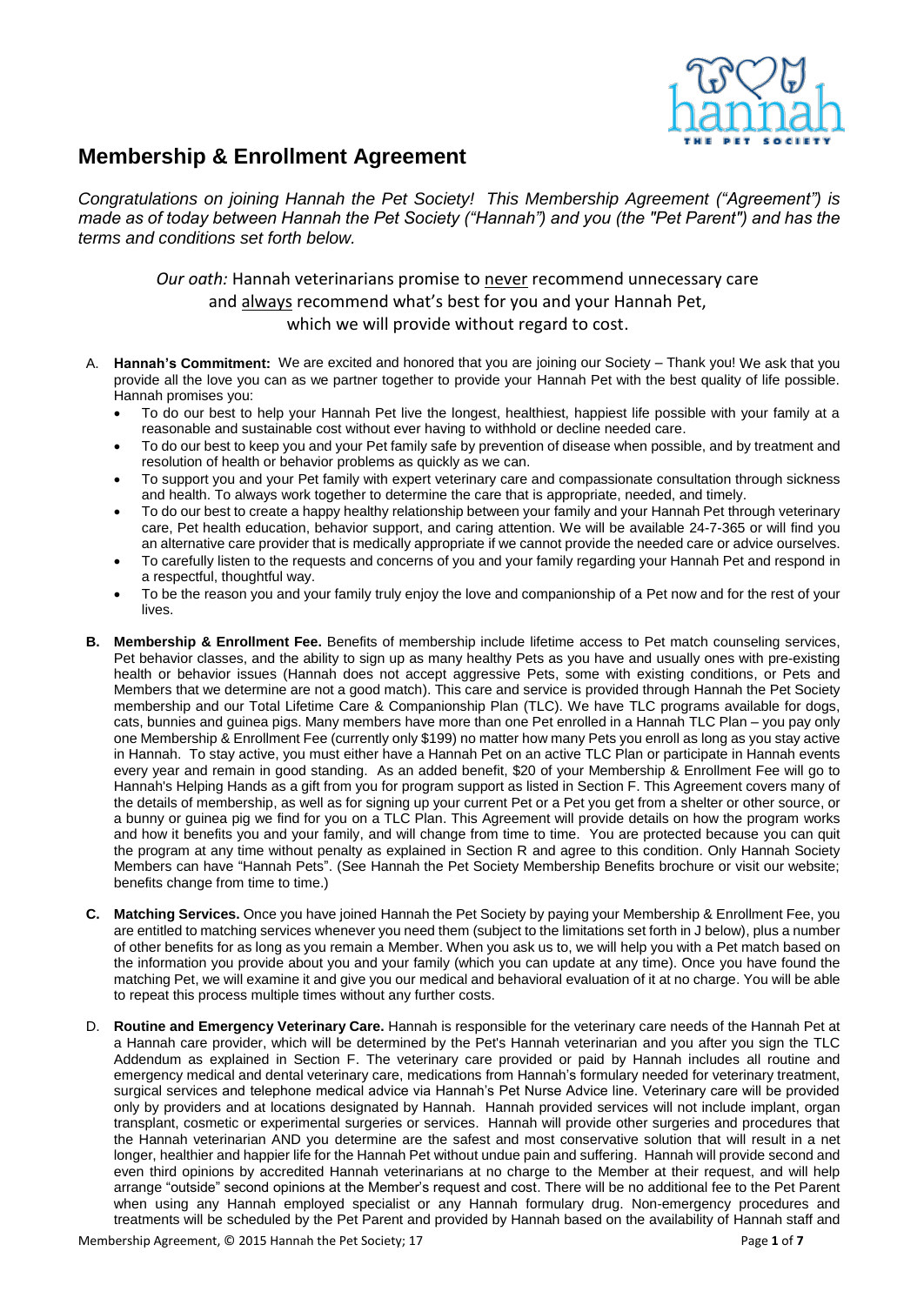## Membership & Enrollment Agreement

*Congratulations on joining Hannah the Pet Society! This Membership Agreement ("Agreement") is made as of today between Hannah the Pet Society ("Hannah") and you (the "Pet Parent") and has the terms and conditions set forth below.*

*Our oath:* Hannah veterinarians promise to never recommend unnecessary care and always recommend what's best for you and your Hannah Pet, which we will provide without regard to cost.

A. **Hannah's Commitment:** We are excited and honored that you are joining our Society – Thank you! We ask that you provide all the love you can as we partner together to provide your Hannah Pet with the best quality of life possible. Hannah promises you:
   - To do our best to help your Hannah Pet live the longest, healthiest, happiest life possible with your family at a reasonable and sustainable cost without ever having to withhold or decline needed care.
   - To do our best to keep you and your Pet family safe by prevention of disease when possible, and by treatment and resolution of health or behavior problems as quickly as we can.
   - To support you and your Pet family with expert veterinary care and compassionate consultation through sickness and health. To always work together to determine the care that is appropriate, needed, and timely.
   - To do our best to create a happy healthy relationship between your family and your Hannah Pet through veterinary care, Pet health education, behavior support, and caring attention. We will be available 24-7-365 or will find you an alternative care provider that is medically appropriate if we cannot provide the needed care or advice ourselves.
   - To carefully listen to the requests and concerns of you and your family regarding your Hannah Pet and respond in a respectful, thoughtful way.
   - To be the reason you and your family truly enjoy the love and companionship of a Pet now and for the rest of your lives.

B. **Membership & Enrollment Fee.** Benefits of membership include lifetime access to Pet match counseling services, Pet behavior classes, and the ability to sign up as many healthy Pets as you have and usually ones with pre-existing health or behavior issues (Hannah does not accept aggressive Pets, some with existing conditions, or Pets and Members that we determine are not a good match). This care and service is provided through Hannah the Pet Society membership and our Total Lifetime Care & Companionship Plan (TLC). We have TLC programs available for dogs, cats, bunnies and guinea pigs. Many members have more than one Pet enrolled in a Hannah TLC Plan – you pay only one Membership & Enrollment Fee (currently only $199) no matter how many Pets you enroll as long as you stay active in Hannah. To stay active, you must either have a Hannah Pet on an active TLC Plan or participate in Hannah events every year and remain in good standing. As an added benefit, $20 of your Membership & Enrollment Fee will go to Hannah's Helping Hands as a gift from you for program support as listed in Section F. This Agreement covers many of the details of membership, as well as for signing up your current Pet or a Pet you get from a shelter or other source, or a bunny or guinea pig we find for you on a TLC Plan. This Agreement will provide details on how the program works and how it benefits you and your family, and will change from time to time. You are protected because you can quit the program at any time without penalty as explained in Section R and agree to this condition. Only Hannah Society Members can have "Hannah Pets". (See Hannah the Pet Society Membership Benefits brochure or visit our website; benefits change from time to time.)

C. **Matching Services.** Once you have joined Hannah the Pet Society by paying your Membership & Enrollment Fee, you are entitled to matching services whenever you need them (subject to the limitations set forth in J below), plus a number of other benefits for as long as you remain a Member. When you ask us to, we will help you with a Pet match based on the information you provide about you and your family (which you can update at any time). Once you have found the matching Pet, we will examine it and give you our medical and behavioral evaluation of it at no charge. You will be able to repeat this process multiple times without any further costs.

D. **Routine and Emergency Veterinary Care.** Hannah is responsible for the veterinary care needs of the Hannah Pet at a Hannah care provider, which will be determined by the Pet's Hannah veterinarian and you after you sign the TLC Addendum as explained in Section F. The veterinary care provided or paid by Hannah includes all routine and emergency medical and dental veterinary care, medications from Hannah's formulary needed for veterinary treatment, surgical services and telephone medical advice via Hannah's Pet Nurse Advice line. Veterinary care will be provided only by providers and at locations designated by Hannah. Hannah provided services will not include implant, organ transplant, cosmetic or experimental surgeries or services. Hannah will provide other surgeries and procedures that the Hannah veterinarian AND you determine are the safest and most conservative solution that will result in a net longer, healthier and happier life for the Hannah Pet without undue pain and suffering. Hannah will provide second and even third opinions by accredited Hannah veterinarians at no charge to the Member at their request, and will help arrange "outside" second opinions at the Member's request and cost. There will be no additional fee to the Pet Parent when using any Hannah employed specialist or any Hannah formulary drug. Non-emergency procedures and treatments will be scheduled by the Pet Parent and provided by Hannah based on the availability of Hannah staff and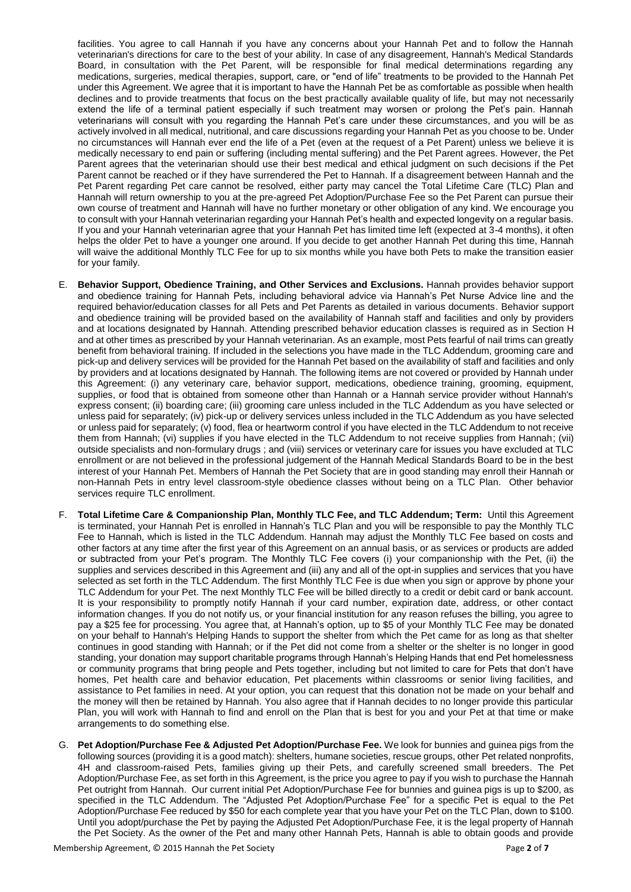facilities. You agree to call Hannah if you have any concerns about your Hannah Pet and to follow the Hannah veterinarian's directions for care to the best of your ability. In case of any disagreement, Hannah's Medical Standards Board, in consultation with the Pet Parent, will be responsible for final medical determinations regarding any medications, surgeries, medical therapies, support, care, or "end of life" treatments to be provided to the Hannah Pet under this Agreement. We agree that it is important to have the Hannah Pet be as comfortable as possible when health declines and to provide treatments that focus on the best practically available quality of life, but may not necessarily extend the life of a terminal patient especially if such treatment may worsen or prolong the Pet's pain. Hannah veterinarians will consult with you regarding the Hannah Pet's care under these circumstances, and you will be as actively involved in all medical, nutritional, and care discussions regarding your Hannah Pet as you choose to be. Under no circumstances will Hannah ever end the life of a Pet (even at the request of a Pet Parent) unless we believe it is medically necessary to end pain or suffering (including mental suffering) and the Pet Parent agrees. However, the Pet Parent agrees that the veterinarian should use their best medical and ethical judgment on such decisions if the Pet Parent cannot be reached or if they have surrendered the Pet to Hannah. If a disagreement between Hannah and the Pet Parent regarding Pet care cannot be resolved, either party may cancel the Total Lifetime Care (TLC) Plan and Hannah will return ownership to you at the pre-agreed Pet Adoption/Purchase Fee so the Pet Parent can pursue their own course of treatment and Hannah will have no further monetary or other obligation of any kind. We encourage you to consult with your Hannah veterinarian regarding your Hannah Pet's health and expected longevity on a regular basis. If you and your Hannah veterinarian agree that your Hannah Pet has limited time left (expected at 3-4 months), it often helps the older Pet to have a younger one around. If you decide to get another Hannah Pet during this time, Hannah will waive the additional Monthly TLC Fee for up to six months while you have both Pets to make the transition easier for your family.

E. **Behavior Support, Obedience Training, and Other Services and Exclusions.** Hannah provides behavior support and obedience training for Hannah Pets, including behavioral advice via Hannah's Pet Nurse Advice line and the required behavior/education classes for all Pets and Pet Parents as detailed in various documents. Behavior support and obedience training will be provided based on the availability of Hannah staff and facilities and only by providers and at locations designated by Hannah. Attending prescribed behavior education classes is required as in Section H and at other times as prescribed by your Hannah veterinarian. As an example, most Pets fearful of nail trims can greatly benefit from behavioral training. If included in the selections you have made in the TLC Addendum, grooming care and pick-up and delivery services will be provided for the Hannah Pet based on the availability of staff and facilities and only by providers and at locations designated by Hannah. The following items are not covered or provided by Hannah under this Agreement: (i) any veterinary care, behavior support, medications, obedience training, grooming, equipment, supplies, or food that is obtained from someone other than Hannah or a Hannah service provider without Hannah's express consent; (ii) boarding care; (iii) grooming care unless included in the TLC Addendum as you have selected or unless paid for separately; (iv) pick-up or delivery services unless included in the TLC Addendum as you have selected or unless paid for separately; (v) food, flea or heartworm control if you have elected in the TLC Addendum to not receive them from Hannah; (vi) supplies if you have elected in the TLC Addendum to not receive supplies from Hannah; (vii) outside specialists and non-formulary drugs ; and (viii) services or veterinary care for issues you have excluded at TLC enrollment or are not believed in the professional judgement of the Hannah Medical Standards Board to be in the best interest of your Hannah Pet. Members of Hannah the Pet Society that are in good standing may enroll their Hannah or non-Hannah Pets in entry level classroom-style obedience classes without being on a TLC Plan. Other behavior services require TLC enrollment.

F. **Total Lifetime Care & Companionship Plan, Monthly TLC Fee, and TLC Addendum; Term:** Until this Agreement is terminated, your Hannah Pet is enrolled in Hannah's TLC Plan and you will be responsible to pay the Monthly TLC Fee to Hannah, which is listed in the TLC Addendum. Hannah may adjust the Monthly TLC Fee based on costs and other factors at any time after the first year of this Agreement on an annual basis, or as services or products are added or subtracted from your Pet's program. The Monthly TLC Fee covers (i) your companionship with the Pet, (ii) the supplies and services described in this Agreement and (iii) any and all of the opt-in supplies and services that you have selected as set forth in the TLC Addendum. The first Monthly TLC Fee is due when you sign or approve by phone your TLC Addendum for your Pet. The next Monthly TLC Fee will be billed directly to a credit or debit card or bank account. It is your responsibility to promptly notify Hannah if your card number, expiration date, address, or other contact information changes. If you do not notify us, or your financial institution for any reason refuses the billing, you agree to pay a $25 fee for processing. You agree that, at Hannah's option, up to $5 of your Monthly TLC Fee may be donated on your behalf to Hannah's Helping Hands to support the shelter from which the Pet came for as long as that shelter continues in good standing with Hannah; or if the Pet did not come from a shelter or the shelter is no longer in good standing, your donation may support charitable programs through Hannah's Helping Hands that end Pet homelessness or community programs that bring people and Pets together, including but not limited to care for Pets that don't have homes, Pet health care and behavior education, Pet placements within classrooms or senior living facilities, and assistance to Pet families in need. At your option, you can request that this donation not be made on your behalf and the money will then be retained by Hannah. You also agree that if Hannah decides to no longer provide this particular Plan, you will work with Hannah to find and enroll on the Plan that is best for you and your Pet at that time or make arrangements to do something else.

G. **Pet Adoption/Purchase Fee & Adjusted Pet Adoption/Purchase Fee.** We look for bunnies and guinea pigs from the following sources (providing it is a good match): shelters, humane societies, rescue groups, other Pet related nonprofits, 4H and classroom-raised Pets, families giving up their Pets, and carefully screened small breeders. The Pet Adoption/Purchase Fee, as set forth in this Agreement, is the price you agree to pay if you wish to purchase the Hannah Pet outright from Hannah. Our current initial Pet Adoption/Purchase Fee for bunnies and guinea pigs is up to $200, as specified in the TLC Addendum. The "Adjusted Pet Adoption/Purchase Fee" for a specific Pet is equal to the Pet Adoption/Purchase Fee reduced by $50 for each complete year that you have your Pet on the TLC Plan, down to $100. Until you adopt/purchase the Pet by paying the Adjusted Pet Adoption/Purchase Fee, it is the legal property of Hannah the Pet Society. As the owner of the Pet and many other Hannah Pets, Hannah is able to obtain goods and provide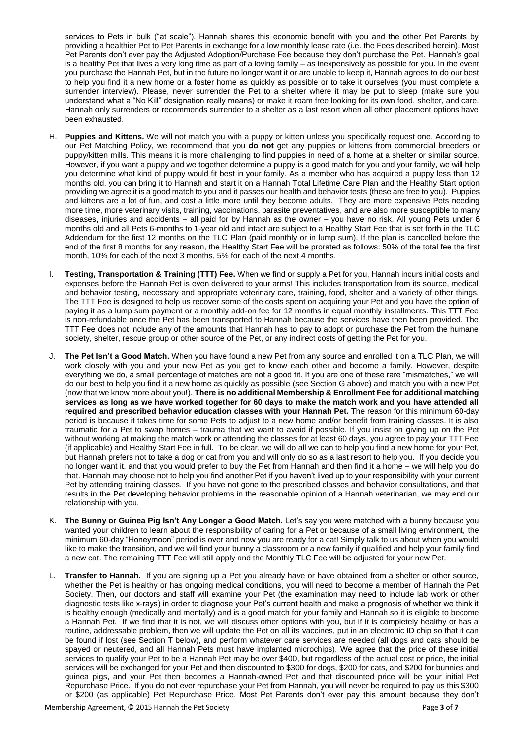services to Pets in bulk ("at scale"). Hannah shares this economic benefit with you and the other Pet Parents by providing a healthier Pet to Pet Parents in exchange for a low monthly lease rate (i.e. the Fees described herein). Most Pet Parents don't ever pay the Adjusted Adoption/Purchase Fee because they don't purchase the Pet. Hannah's goal is a healthy Pet that lives a very long time as part of a loving family – as inexpensively as possible for you. In the event you purchase the Hannah Pet, but in the future no longer want it or are unable to keep it, Hannah agrees to do our best to help you find it a new home or a foster home as quickly as possible or to take it ourselves (you must complete a surrender interview). Please, never surrender the Pet to a shelter where it may be put to sleep (make sure you understand what a "No Kill" designation really means) or make it roam free looking for its own food, shelter, and care. Hannah only surrenders or recommends surrender to a shelter as a last resort when all other placement options have been exhausted.

H. **Puppies and Kittens.** We will not match you with a puppy or kitten unless you specifically request one. According to our Pet Matching Policy, we recommend that you **do not** get any puppies or kittens from commercial breeders or puppy/kitten mills. This means it is more challenging to find puppies in need of a home at a shelter or similar source. However, if you want a puppy and we together determine a puppy is a good match for you and your family, we will help you determine what kind of puppy would fit best in your family. As a member who has acquired a puppy less than 12 months old, you can bring it to Hannah and start it on a Hannah Total Lifetime Care Plan and the Healthy Start option providing we agree it is a good match to you and it passes our health and behavior tests (these are free to you). Puppies and kittens are a lot of fun, and cost a little more until they become adults. They are more expensive Pets needing more time, more veterinary visits, training, vaccinations, parasite preventatives, and are also more susceptible to many diseases, injuries and accidents – all paid for by Hannah as the owner – you have no risk. All young Pets under 6 months old and all Pets 6-months to 1-year old and intact are subject to a Healthy Start Fee that is set forth in the TLC Addendum for the first 12 months on the TLC Plan (paid monthly or in lump sum). If the plan is cancelled before the end of the first 8 months for any reason, the Healthy Start Fee will be prorated as follows: 50% of the total fee the first month, 10% for each of the next 3 months, 5% for each of the next 4 months.

I. **Testing, Transportation & Training (TTT) Fee.** When we find or supply a Pet for you, Hannah incurs initial costs and expenses before the Hannah Pet is even delivered to your arms! This includes transportation from its source, medical and behavior testing, necessary and appropriate veterinary care, training, food, shelter and a variety of other things. The TTT Fee is designed to help us recover some of the costs spent on acquiring your Pet and you have the option of paying it as a lump sum payment or a monthly add-on fee for 12 months in equal monthly installments. This TTT Fee is non-refundable once the Pet has been transported to Hannah because the services have then been provided. The TTT Fee does not include any of the amounts that Hannah has to pay to adopt or purchase the Pet from the humane society, shelter, rescue group or other source of the Pet, or any indirect costs of getting the Pet for you.

J. **The Pet Isn't a Good Match.** When you have found a new Pet from any source and enrolled it on a TLC Plan, we will work closely with you and your new Pet as you get to know each other and become a family. However, despite everything we do, a small percentage of matches are not a good fit. If you are one of these rare "mismatches," we will do our best to help you find it a new home as quickly as possible (see Section G above) and match you with a new Pet (now that we know more about you!). **There is no additional Membership & Enrollment Fee for additional matching services as long as we have worked together for 60 days to make the match work and you have attended all required and prescribed behavior education classes with your Hannah Pet.** The reason for this minimum 60-day period is because it takes time for some Pets to adjust to a new home and/or benefit from training classes. It is also traumatic for a Pet to swap homes – trauma that we want to avoid if possible. If you insist on giving up on the Pet without working at making the match work or attending the classes for at least 60 days, you agree to pay your TTT Fee (if applicable) and Healthy Start Fee in full. To be clear, we will do all we can to help you find a new home for your Pet, but Hannah prefers not to take a dog or cat from you and will only do so as a last resort to help you. If you decide you no longer want it, and that you would prefer to buy the Pet from Hannah and then find it a home – we will help you do that. Hannah may choose not to help you find another Pet if you haven't lived up to your responsibility with your current Pet by attending training classes. If you have not gone to the prescribed classes and behavior consultations, and that results in the Pet developing behavior problems in the reasonable opinion of a Hannah veterinarian, we may end our relationship with you.

K. **The Bunny or Guinea Pig Isn't Any Longer a Good Match.** Let's say you were matched with a bunny because you wanted your children to learn about the responsibility of caring for a Pet or because of a small living environment, the minimum 60-day "Honeymoon" period is over and now you are ready for a cat! Simply talk to us about when you would like to make the transition, and we will find your bunny a classroom or a new family if qualified and help your family find a new cat. The remaining TTT Fee will still apply and the Monthly TLC Fee will be adjusted for your new Pet.

L. **Transfer to Hannah.** If you are signing up a Pet you already have or have obtained from a shelter or other source, whether the Pet is healthy or has ongoing medical conditions, you will need to become a member of Hannah the Pet Society. Then, our doctors and staff will examine your Pet (the examination may need to include lab work or other diagnostic tests like x-rays) in order to diagnose your Pet's current health and make a prognosis of whether we think it is healthy enough (medically and mentally) and is a good match for your family and Hannah so it is eligible to become a Hannah Pet. If we find that it is not, we will discuss other options with you, but if it is completely healthy or has a routine, addressable problem, then we will update the Pet on all its vaccines, put in an electronic ID chip so that it can be found if lost (see Section T below), and perform whatever care services are needed (all dogs and cats should be spayed or neutered, and all Hannah Pets must have implanted microchips). We agree that the price of these initial services to qualify your Pet to be a Hannah Pet may be over $400, but regardless of the actual cost or price, the initial services will be exchanged for your Pet and then discounted to $300 for dogs, $200 for cats, and $200 for bunnies and guinea pigs, and your Pet then becomes a Hannah-owned Pet and that discounted price will be your initial Pet Repurchase Price. If you do not ever repurchase your Pet from Hannah, you will never be required to pay us this $300 or $200 (as applicable) Pet Repurchase Price. Most Pet Parents don't ever pay this amount because they don't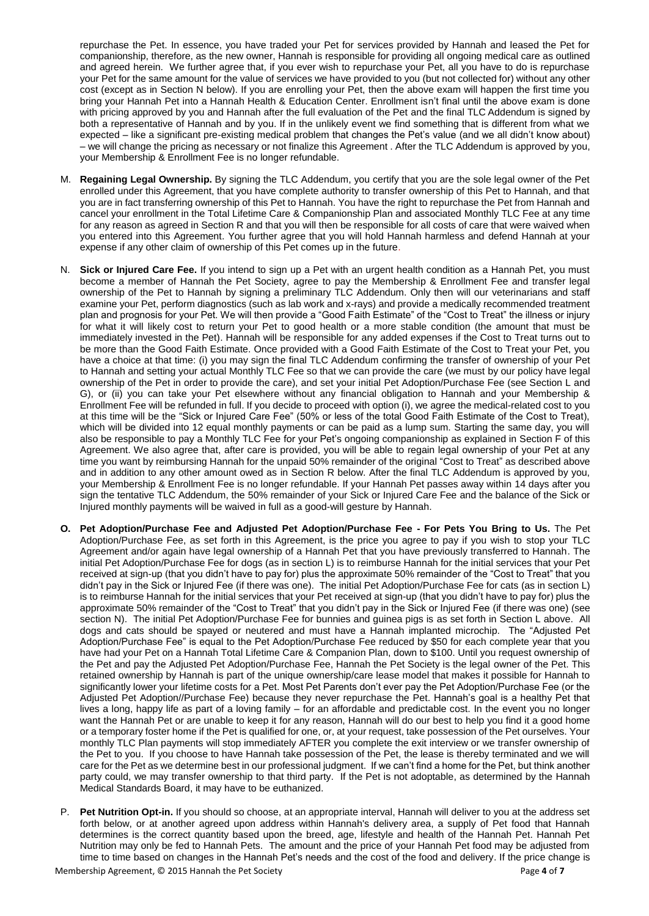repurchase the Pet. In essence, you have traded your Pet for services provided by Hannah and leased the Pet for companionship, therefore, as the new owner, Hannah is responsible for providing all ongoing medical care as outlined and agreed herein. We further agree that, if you ever wish to repurchase your Pet, all you have to do is repurchase your Pet for the same amount for the value of services we have provided to you (but not collected for) without any other cost (except as in Section N below). If you are enrolling your Pet, then the above exam will happen the first time you bring your Hannah Pet into a Hannah Health & Education Center. Enrollment isn't final until the above exam is done with pricing approved by you and Hannah after the full evaluation of the Pet and the final TLC Addendum is signed by both a representative of Hannah and by you. If in the unlikely event we find something that is different from what we expected – like a significant pre-existing medical problem that changes the Pet's value (and we all didn't know about) – we will change the pricing as necessary or not finalize this Agreement . After the TLC Addendum is approved by you, your Membership & Enrollment Fee is no longer refundable.

M. **Regaining Legal Ownership.** By signing the TLC Addendum, you certify that you are the sole legal owner of the Pet enrolled under this Agreement, that you have complete authority to transfer ownership of this Pet to Hannah, and that you are in fact transferring ownership of this Pet to Hannah. You have the right to repurchase the Pet from Hannah and cancel your enrollment in the Total Lifetime Care & Companionship Plan and associated Monthly TLC Fee at any time for any reason as agreed in Section R and that you will then be responsible for all costs of care that were waived when you entered into this Agreement. You further agree that you will hold Hannah harmless and defend Hannah at your expense if any other claim of ownership of this Pet comes up in the future.

N. **Sick or Injured Care Fee.** If you intend to sign up a Pet with an urgent health condition as a Hannah Pet, you must become a member of Hannah the Pet Society, agree to pay the Membership & Enrollment Fee and transfer legal ownership of the Pet to Hannah by signing a preliminary TLC Addendum. Only then will our veterinarians and staff examine your Pet, perform diagnostics (such as lab work and x-rays) and provide a medically recommended treatment plan and prognosis for your Pet. We will then provide a "Good Faith Estimate" of the "Cost to Treat" the illness or injury for what it will likely cost to return your Pet to good health or a more stable condition (the amount that must be immediately invested in the Pet). Hannah will be responsible for any added expenses if the Cost to Treat turns out to be more than the Good Faith Estimate. Once provided with a Good Faith Estimate of the Cost to Treat your Pet, you have a choice at that time: (i) you may sign the final TLC Addendum confirming the transfer of ownership of your Pet to Hannah and setting your actual Monthly TLC Fee so that we can provide the care (we must by our policy have legal ownership of the Pet in order to provide the care), and set your initial Pet Adoption/Purchase Fee (see Section L and G), or (ii) you can take your Pet elsewhere without any financial obligation to Hannah and your Membership & Enrollment Fee will be refunded in full. If you decide to proceed with option (i), we agree the medical-related cost to you at this time will be the "Sick or Injured Care Fee" (50% or less of the total Good Faith Estimate of the Cost to Treat), which will be divided into 12 equal monthly payments or can be paid as a lump sum. Starting the same day, you will also be responsible to pay a Monthly TLC Fee for your Pet's ongoing companionship as explained in Section F of this Agreement. We also agree that, after care is provided, you will be able to regain legal ownership of your Pet at any time you want by reimbursing Hannah for the unpaid 50% remainder of the original "Cost to Treat" as described above and in addition to any other amount owed as in Section R below. After the final TLC Addendum is approved by you, your Membership & Enrollment Fee is no longer refundable. If your Hannah Pet passes away within 14 days after you sign the tentative TLC Addendum, the 50% remainder of your Sick or Injured Care Fee and the balance of the Sick or Injured monthly payments will be waived in full as a good-will gesture by Hannah.

**O. Pet Adoption/Purchase Fee and Adjusted Pet Adoption/Purchase Fee - For Pets You Bring to Us.** The Pet Adoption/Purchase Fee, as set forth in this Agreement, is the price you agree to pay if you wish to stop your TLC Agreement and/or again have legal ownership of a Hannah Pet that you have previously transferred to Hannah. The initial Pet Adoption/Purchase Fee for dogs (as in section L) is to reimburse Hannah for the initial services that your Pet received at sign-up (that you didn't have to pay for) plus the approximate 50% remainder of the "Cost to Treat" that you didn't pay in the Sick or Injured Fee (if there was one). The initial Pet Adoption/Purchase Fee for cats (as in section L) is to reimburse Hannah for the initial services that your Pet received at sign-up (that you didn't have to pay for) plus the approximate 50% remainder of the "Cost to Treat" that you didn't pay in the Sick or Injured Fee (if there was one) (see section N). The initial Pet Adoption/Purchase Fee for bunnies and guinea pigs is as set forth in Section L above. All dogs and cats should be spayed or neutered and must have a Hannah implanted microchip. The "Adjusted Pet Adoption/Purchase Fee" is equal to the Pet Adoption/Purchase Fee reduced by $50 for each complete year that you have had your Pet on a Hannah Total Lifetime Care & Companion Plan, down to $100. Until you request ownership of the Pet and pay the Adjusted Pet Adoption/Purchase Fee, Hannah the Pet Society is the legal owner of the Pet. This retained ownership by Hannah is part of the unique ownership/care lease model that makes it possible for Hannah to significantly lower your lifetime costs for a Pet. Most Pet Parents don't ever pay the Pet Adoption/Purchase Fee (or the Adjusted Pet Adoption//Purchase Fee) because they never repurchase the Pet. Hannah's goal is a healthy Pet that lives a long, happy life as part of a loving family – for an affordable and predictable cost. In the event you no longer want the Hannah Pet or are unable to keep it for any reason, Hannah will do our best to help you find it a good home or a temporary foster home if the Pet is qualified for one, or, at your request, take possession of the Pet ourselves. Your monthly TLC Plan payments will stop immediately AFTER you complete the exit interview or we transfer ownership of the Pet to you. If you choose to have Hannah take possession of the Pet, the lease is thereby terminated and we will care for the Pet as we determine best in our professional judgment. If we can't find a home for the Pet, but think another party could, we may transfer ownership to that third party. If the Pet is not adoptable, as determined by the Hannah Medical Standards Board, it may have to be euthanized.

P. **Pet Nutrition Opt-in.** If you should so choose, at an appropriate interval, Hannah will deliver to you at the address set forth below, or at another agreed upon address within Hannah's delivery area, a supply of Pet food that Hannah determines is the correct quantity based upon the breed, age, lifestyle and health of the Hannah Pet. Hannah Pet Nutrition may only be fed to Hannah Pets. The amount and the price of your Hannah Pet food may be adjusted from time to time based on changes in the Hannah Pet's needs and the cost of the food and delivery. If the price change is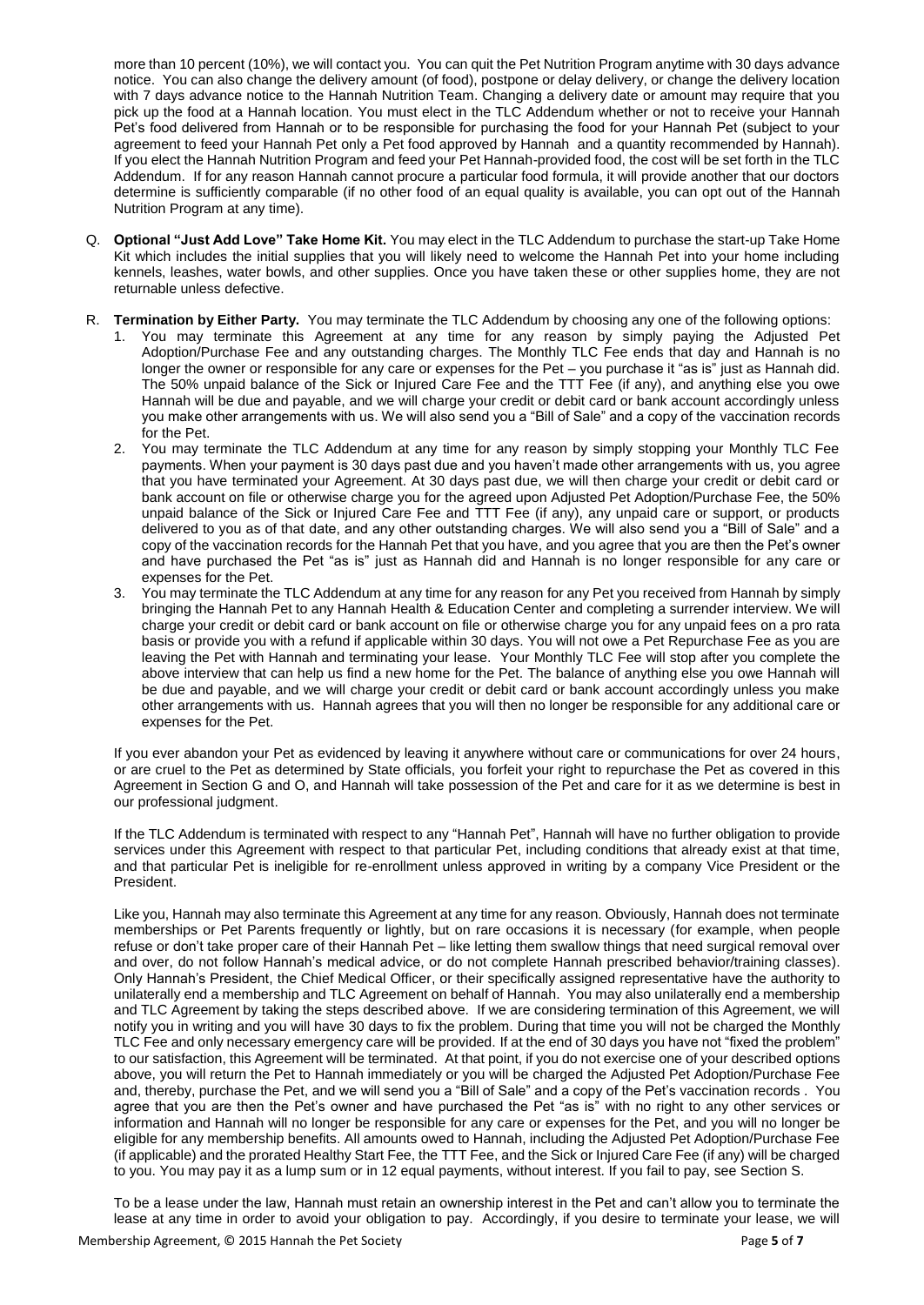more than 10 percent (10%), we will contact you. You can quit the Pet Nutrition Program anytime with 30 days advance notice. You can also change the delivery amount (of food), postpone or delay delivery, or change the delivery location with 7 days advance notice to the Hannah Nutrition Team. Changing a delivery date or amount may require that you pick up the food at a Hannah location. You must elect in the TLC Addendum whether or not to receive your Hannah Pet's food delivered from Hannah or to be responsible for purchasing the food for your Hannah Pet (subject to your agreement to feed your Hannah Pet only a Pet food approved by Hannah and a quantity recommended by Hannah). If you elect the Hannah Nutrition Program and feed your Pet Hannah-provided food, the cost will be set forth in the TLC Addendum. If for any reason Hannah cannot procure a particular food formula, it will provide another that our doctors determine is sufficiently comparable (if no other food of an equal quality is available, you can opt out of the Hannah Nutrition Program at any time).

Q. **Optional "Just Add Love" Take Home Kit.** You may elect in the TLC Addendum to purchase the start-up Take Home Kit which includes the initial supplies that you will likely need to welcome the Hannah Pet into your home including kennels, leashes, water bowls, and other supplies. Once you have taken these or other supplies home, they are not returnable unless defective.

R. **Termination by Either Party.** You may terminate the TLC Addendum by choosing any one of the following options:

1. You may terminate this Agreement at any time for any reason by simply paying the Adjusted Pet Adoption/Purchase Fee and any outstanding charges. The Monthly TLC Fee ends that day and Hannah is no longer the owner or responsible for any care or expenses for the Pet – you purchase it "as is" just as Hannah did. The 50% unpaid balance of the Sick or Injured Care Fee and the TTT Fee (if any), and anything else you owe Hannah will be due and payable, and we will charge your credit or debit card or bank account accordingly unless you make other arrangements with us. We will also send you a "Bill of Sale" and a copy of the vaccination records for the Pet.
2. You may terminate the TLC Addendum at any time for any reason by simply stopping your Monthly TLC Fee payments. When your payment is 30 days past due and you haven't made other arrangements with us, you agree that you have terminated your Agreement. At 30 days past due, we will then charge your credit or debit card or bank account on file or otherwise charge you for the agreed upon Adjusted Pet Adoption/Purchase Fee, the 50% unpaid balance of the Sick or Injured Care Fee and TTT Fee (if any), any unpaid care or support, or products delivered to you as of that date, and any other outstanding charges. We will also send you a "Bill of Sale" and a copy of the vaccination records for the Hannah Pet that you have, and you agree that you are then the Pet's owner and have purchased the Pet "as is" just as Hannah did and Hannah is no longer responsible for any care or expenses for the Pet.
3. You may terminate the TLC Addendum at any time for any reason for any Pet you received from Hannah by simply bringing the Hannah Pet to any Hannah Health & Education Center and completing a surrender interview. We will charge your credit or debit card or bank account on file or otherwise charge you for any unpaid fees on a pro rata basis or provide you with a refund if applicable within 30 days. You will not owe a Pet Repurchase Fee as you are leaving the Pet with Hannah and terminating your lease. Your Monthly TLC Fee will stop after you complete the above interview that can help us find a new home for the Pet. The balance of anything else you owe Hannah will be due and payable, and we will charge your credit or debit card or bank account accordingly unless you make other arrangements with us. Hannah agrees that you will then no longer be responsible for any additional care or expenses for the Pet.

If you ever abandon your Pet as evidenced by leaving it anywhere without care or communications for over 24 hours, or are cruel to the Pet as determined by State officials, you forfeit your right to repurchase the Pet as covered in this Agreement in Section G and O, and Hannah will take possession of the Pet and care for it as we determine is best in our professional judgment.

If the TLC Addendum is terminated with respect to any "Hannah Pet", Hannah will have no further obligation to provide services under this Agreement with respect to that particular Pet, including conditions that already exist at that time, and that particular Pet is ineligible for re-enrollment unless approved in writing by a company Vice President or the President.

Like you, Hannah may also terminate this Agreement at any time for any reason. Obviously, Hannah does not terminate memberships or Pet Parents frequently or lightly, but on rare occasions it is necessary (for example, when people refuse or don't take proper care of their Hannah Pet – like letting them swallow things that need surgical removal over and over, do not follow Hannah's medical advice, or do not complete Hannah prescribed behavior/training classes). Only Hannah's President, the Chief Medical Officer, or their specifically assigned representative have the authority to unilaterally end a membership and TLC Agreement on behalf of Hannah. You may also unilaterally end a membership and TLC Agreement by taking the steps described above. If we are considering termination of this Agreement, we will notify you in writing and you will have 30 days to fix the problem. During that time you will not be charged the Monthly TLC Fee and only necessary emergency care will be provided. If at the end of 30 days you have not "fixed the problem" to our satisfaction, this Agreement will be terminated. At that point, if you do not exercise one of your described options above, you will return the Pet to Hannah immediately or you will be charged the Adjusted Pet Adoption/Purchase Fee and, thereby, purchase the Pet, and we will send you a "Bill of Sale" and a copy of the Pet's vaccination records . You agree that you are then the Pet's owner and have purchased the Pet "as is" with no right to any other services or information and Hannah will no longer be responsible for any care or expenses for the Pet, and you will no longer be eligible for any membership benefits. All amounts owed to Hannah, including the Adjusted Pet Adoption/Purchase Fee (if applicable) and the prorated Healthy Start Fee, the TTT Fee, and the Sick or Injured Care Fee (if any) will be charged to you. You may pay it as a lump sum or in 12 equal payments, without interest. If you fail to pay, see Section S.

To be a lease under the law, Hannah must retain an ownership interest in the Pet and can't allow you to terminate the lease at any time in order to avoid your obligation to pay. Accordingly, if you desire to terminate your lease, we will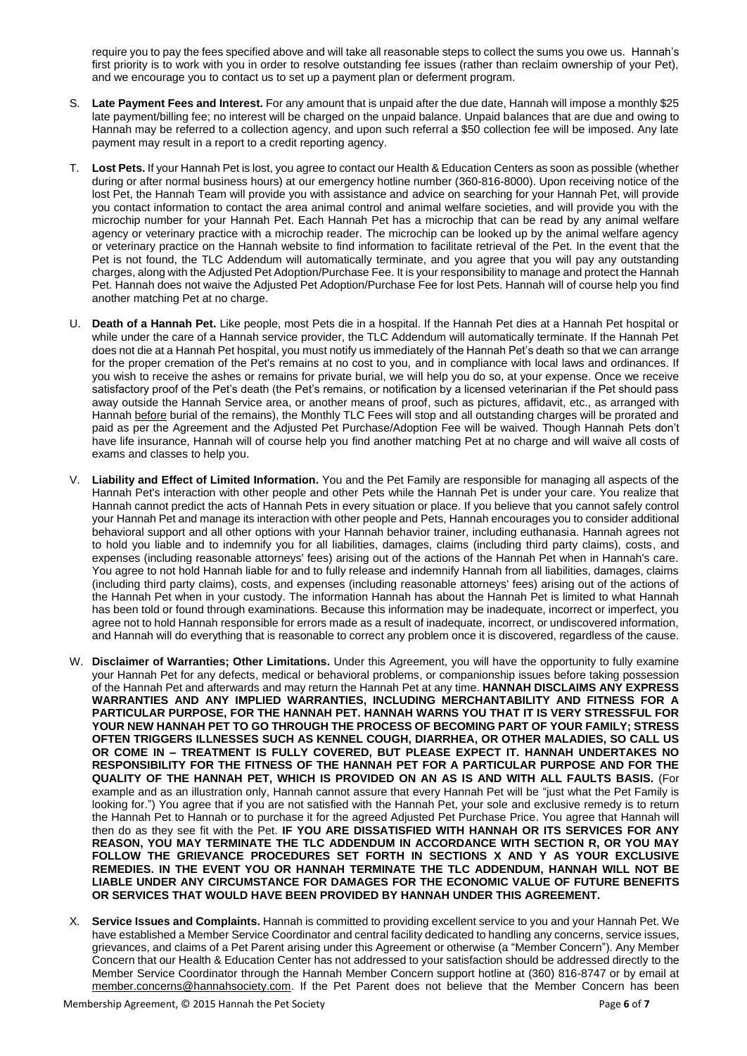require you to pay the fees specified above and will take all reasonable steps to collect the sums you owe us. Hannah's first priority is to work with you in order to resolve outstanding fee issues (rather than reclaim ownership of your Pet), and we encourage you to contact us to set up a payment plan or deferment program.

S. **Late Payment Fees and Interest.** For any amount that is unpaid after the due date, Hannah will impose a monthly $25 late payment/billing fee; no interest will be charged on the unpaid balance. Unpaid balances that are due and owing to Hannah may be referred to a collection agency, and upon such referral a $50 collection fee will be imposed. Any late payment may result in a report to a credit reporting agency.

T. **Lost Pets.** If your Hannah Pet is lost, you agree to contact our Health & Education Centers as soon as possible (whether during or after normal business hours) at our emergency hotline number (360-816-8000). Upon receiving notice of the lost Pet, the Hannah Team will provide you with assistance and advice on searching for your Hannah Pet, will provide you contact information to contact the area animal control and animal welfare societies, and will provide you with the microchip number for your Hannah Pet. Each Hannah Pet has a microchip that can be read by any animal welfare agency or veterinary practice with a microchip reader. The microchip can be looked up by the animal welfare agency or veterinary practice on the Hannah website to find information to facilitate retrieval of the Pet. In the event that the Pet is not found, the TLC Addendum will automatically terminate, and you agree that you will pay any outstanding charges, along with the Adjusted Pet Adoption/Purchase Fee. It is your responsibility to manage and protect the Hannah Pet. Hannah does not waive the Adjusted Pet Adoption/Purchase Fee for lost Pets. Hannah will of course help you find another matching Pet at no charge.

U. **Death of a Hannah Pet.** Like people, most Pets die in a hospital. If the Hannah Pet dies at a Hannah Pet hospital or while under the care of a Hannah service provider, the TLC Addendum will automatically terminate. If the Hannah Pet does not die at a Hannah Pet hospital, you must notify us immediately of the Hannah Pet's death so that we can arrange for the proper cremation of the Pet's remains at no cost to you, and in compliance with local laws and ordinances. If you wish to receive the ashes or remains for private burial, we will help you do so, at your expense. Once we receive satisfactory proof of the Pet's death (the Pet's remains, or notification by a licensed veterinarian if the Pet should pass away outside the Hannah Service area, or another means of proof, such as pictures, affidavit, etc., as arranged with Hannah before burial of the remains), the Monthly TLC Fees will stop and all outstanding charges will be prorated and paid as per the Agreement and the Adjusted Pet Purchase/Adoption Fee will be waived. Though Hannah Pets don't have life insurance, Hannah will of course help you find another matching Pet at no charge and will waive all costs of exams and classes to help you.

V. **Liability and Effect of Limited Information.** You and the Pet Family are responsible for managing all aspects of the Hannah Pet's interaction with other people and other Pets while the Hannah Pet is under your care. You realize that Hannah cannot predict the acts of Hannah Pets in every situation or place. If you believe that you cannot safely control your Hannah Pet and manage its interaction with other people and Pets, Hannah encourages you to consider additional behavioral support and all other options with your Hannah behavior trainer, including euthanasia. Hannah agrees not to hold you liable and to indemnify you for all liabilities, damages, claims (including third party claims), costs, and expenses (including reasonable attorneys' fees) arising out of the actions of the Hannah Pet when in Hannah's care. You agree to not hold Hannah liable for and to fully release and indemnify Hannah from all liabilities, damages, claims (including third party claims), costs, and expenses (including reasonable attorneys' fees) arising out of the actions of the Hannah Pet when in your custody. The information Hannah has about the Hannah Pet is limited to what Hannah has been told or found through examinations. Because this information may be inadequate, incorrect or imperfect, you agree not to hold Hannah responsible for errors made as a result of inadequate, incorrect, or undiscovered information, and Hannah will do everything that is reasonable to correct any problem once it is discovered, regardless of the cause.

W. **Disclaimer of Warranties; Other Limitations.** Under this Agreement, you will have the opportunity to fully examine your Hannah Pet for any defects, medical or behavioral problems, or companionship issues before taking possession of the Hannah Pet and afterwards and may return the Hannah Pet at any time. **HANNAH DISCLAIMS ANY EXPRESS WARRANTIES AND ANY IMPLIED WARRANTIES, INCLUDING MERCHANTABILITY AND FITNESS FOR A PARTICULAR PURPOSE, FOR THE HANNAH PET. HANNAH WARNS YOU THAT IT IS VERY STRESSFUL FOR YOUR NEW HANNAH PET TO GO THROUGH THE PROCESS OF BECOMING PART OF YOUR FAMILY; STRESS OFTEN TRIGGERS ILLNESSES SUCH AS KENNEL COUGH, DIARRHEA, OR OTHER MALADIES, SO CALL US OR COME IN – TREATMENT IS FULLY COVERED, BUT PLEASE EXPECT IT. HANNAH UNDERTAKES NO RESPONSIBILITY FOR THE FITNESS OF THE HANNAH PET FOR A PARTICULAR PURPOSE AND FOR THE QUALITY OF THE HANNAH PET, WHICH IS PROVIDED ON AN AS IS AND WITH ALL FAULTS BASIS.** (For example and as an illustration only, Hannah cannot assure that every Hannah Pet will be "just what the Pet Family is looking for.") You agree that if you are not satisfied with the Hannah Pet, your sole and exclusive remedy is to return the Hannah Pet to Hannah or to purchase it for the agreed Adjusted Pet Purchase Price. You agree that Hannah will then do as they see fit with the Pet. **IF YOU ARE DISSATISFIED WITH HANNAH OR ITS SERVICES FOR ANY REASON, YOU MAY TERMINATE THE TLC ADDENDUM IN ACCORDANCE WITH SECTION R, OR YOU MAY FOLLOW THE GRIEVANCE PROCEDURES SET FORTH IN SECTIONS X AND Y AS YOUR EXCLUSIVE REMEDIES. IN THE EVENT YOU OR HANNAH TERMINATE THE TLC ADDENDUM, HANNAH WILL NOT BE LIABLE UNDER ANY CIRCUMSTANCE FOR DAMAGES FOR THE ECONOMIC VALUE OF FUTURE BENEFITS OR SERVICES THAT WOULD HAVE BEEN PROVIDED BY HANNAH UNDER THIS AGREEMENT.**

X. **Service Issues and Complaints.** Hannah is committed to providing excellent service to you and your Hannah Pet. We have established a Member Service Coordinator and central facility dedicated to handling any concerns, service issues, grievances, and claims of a Pet Parent arising under this Agreement or otherwise (a "Member Concern"). Any Member Concern that our Health & Education Center has not addressed to your satisfaction should be addressed directly to the Member Service Coordinator through the Hannah Member Concern support hotline at (360) 816-8747 or by email at member.concerns@hannahsociety.com. If the Pet Parent does not believe that the Member Concern has been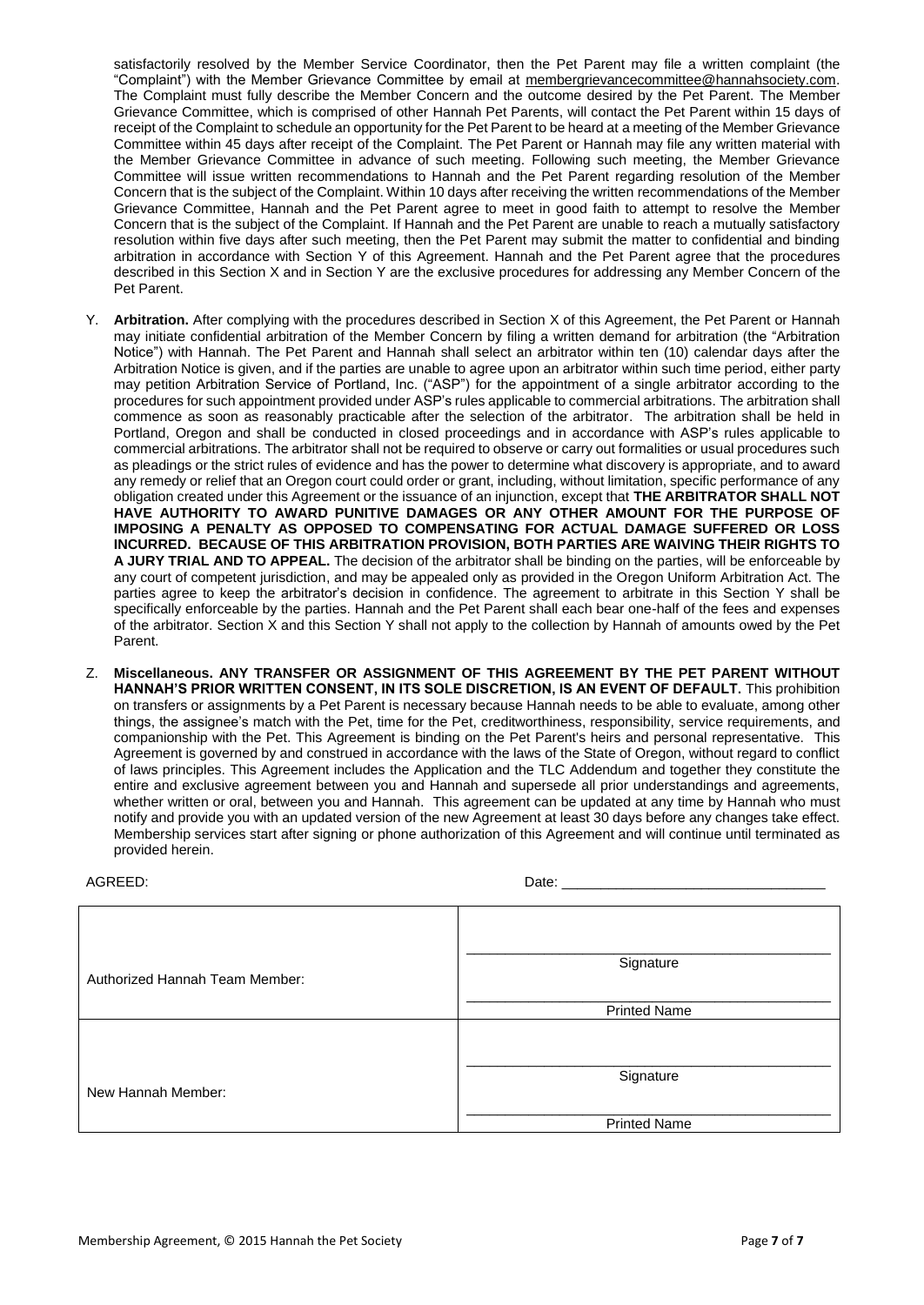satisfactorily resolved by the Member Service Coordinator, then the Pet Parent may file a written complaint (the "Complaint") with the Member Grievance Committee by email at membergrievancecommittee@hannahsociety.com. The Complaint must fully describe the Member Concern and the outcome desired by the Pet Parent. The Member Grievance Committee, which is comprised of other Hannah Pet Parents, will contact the Pet Parent within 15 days of receipt of the Complaint to schedule an opportunity for the Pet Parent to be heard at a meeting of the Member Grievance Committee within 45 days after receipt of the Complaint. The Pet Parent or Hannah may file any written material with the Member Grievance Committee in advance of such meeting. Following such meeting, the Member Grievance Committee will issue written recommendations to Hannah and the Pet Parent regarding resolution of the Member Concern that is the subject of the Complaint. Within 10 days after receiving the written recommendations of the Member Grievance Committee, Hannah and the Pet Parent agree to meet in good faith to attempt to resolve the Member Concern that is the subject of the Complaint. If Hannah and the Pet Parent are unable to reach a mutually satisfactory resolution within five days after such meeting, then the Pet Parent may submit the matter to confidential and binding arbitration in accordance with Section Y of this Agreement. Hannah and the Pet Parent agree that the procedures described in this Section X and in Section Y are the exclusive procedures for addressing any Member Concern of the Pet Parent.

Y. **Arbitration.** After complying with the procedures described in Section X of this Agreement, the Pet Parent or Hannah may initiate confidential arbitration of the Member Concern by filing a written demand for arbitration (the "Arbitration Notice") with Hannah. The Pet Parent and Hannah shall select an arbitrator within ten (10) calendar days after the Arbitration Notice is given, and if the parties are unable to agree upon an arbitrator within such time period, either party may petition Arbitration Service of Portland, Inc. ("ASP") for the appointment of a single arbitrator according to the procedures for such appointment provided under ASP's rules applicable to commercial arbitrations. The arbitration shall commence as soon as reasonably practicable after the selection of the arbitrator. The arbitration shall be held in Portland, Oregon and shall be conducted in closed proceedings and in accordance with ASP's rules applicable to commercial arbitrations. The arbitrator shall not be required to observe or carry out formalities or usual procedures such as pleadings or the strict rules of evidence and has the power to determine what discovery is appropriate, and to award any remedy or relief that an Oregon court could order or grant, including, without limitation, specific performance of any obligation created under this Agreement or the issuance of an injunction, except that **THE ARBITRATOR SHALL NOT HAVE AUTHORITY TO AWARD PUNITIVE DAMAGES OR ANY OTHER AMOUNT FOR THE PURPOSE OF IMPOSING A PENALTY AS OPPOSED TO COMPENSATING FOR ACTUAL DAMAGE SUFFERED OR LOSS INCURRED. BECAUSE OF THIS ARBITRATION PROVISION, BOTH PARTIES ARE WAIVING THEIR RIGHTS TO A JURY TRIAL AND TO APPEAL.** The decision of the arbitrator shall be binding on the parties, will be enforceable by any court of competent jurisdiction, and may be appealed only as provided in the Oregon Uniform Arbitration Act. The parties agree to keep the arbitrator's decision in confidence. The agreement to arbitrate in this Section Y shall be specifically enforceable by the parties. Hannah and the Pet Parent shall each bear one-half of the fees and expenses of the arbitrator. Section X and this Section Y shall not apply to the collection by Hannah of amounts owed by the Pet Parent.

Z. **Miscellaneous. ANY TRANSFER OR ASSIGNMENT OF THIS AGREEMENT BY THE PET PARENT WITHOUT HANNAH'S PRIOR WRITTEN CONSENT, IN ITS SOLE DISCRETION, IS AN EVENT OF DEFAULT.** This prohibition on transfers or assignments by a Pet Parent is necessary because Hannah needs to be able to evaluate, among other things, the assignee's match with the Pet, time for the Pet, creditworthiness, responsibility, service requirements, and companionship with the Pet. This Agreement is binding on the Pet Parent's heirs and personal representative. This Agreement is governed by and construed in accordance with the laws of the State of Oregon, without regard to conflict of laws principles. This Agreement includes the Application and the TLC Addendum and together they constitute the entire and exclusive agreement between you and Hannah and supersede all prior understandings and agreements, whether written or oral, between you and Hannah. This agreement can be updated at any time by Hannah who must notify and provide you with an updated version of the new Agreement at least 30 days before any changes take effect. Membership services start after signing or phone authorization of this Agreement and will continue until terminated as provided herein.

AGREED: Date: ________________________________

| | |
|---|---|
| Authorized Hannah Team Member: | ____________________ Signature<br>____________________ Printed Name |
| New Hannah Member: | ____________________ Signature<br>____________________ Printed Name |

Membership Agreement, © 2015 Hannah the Pet Society